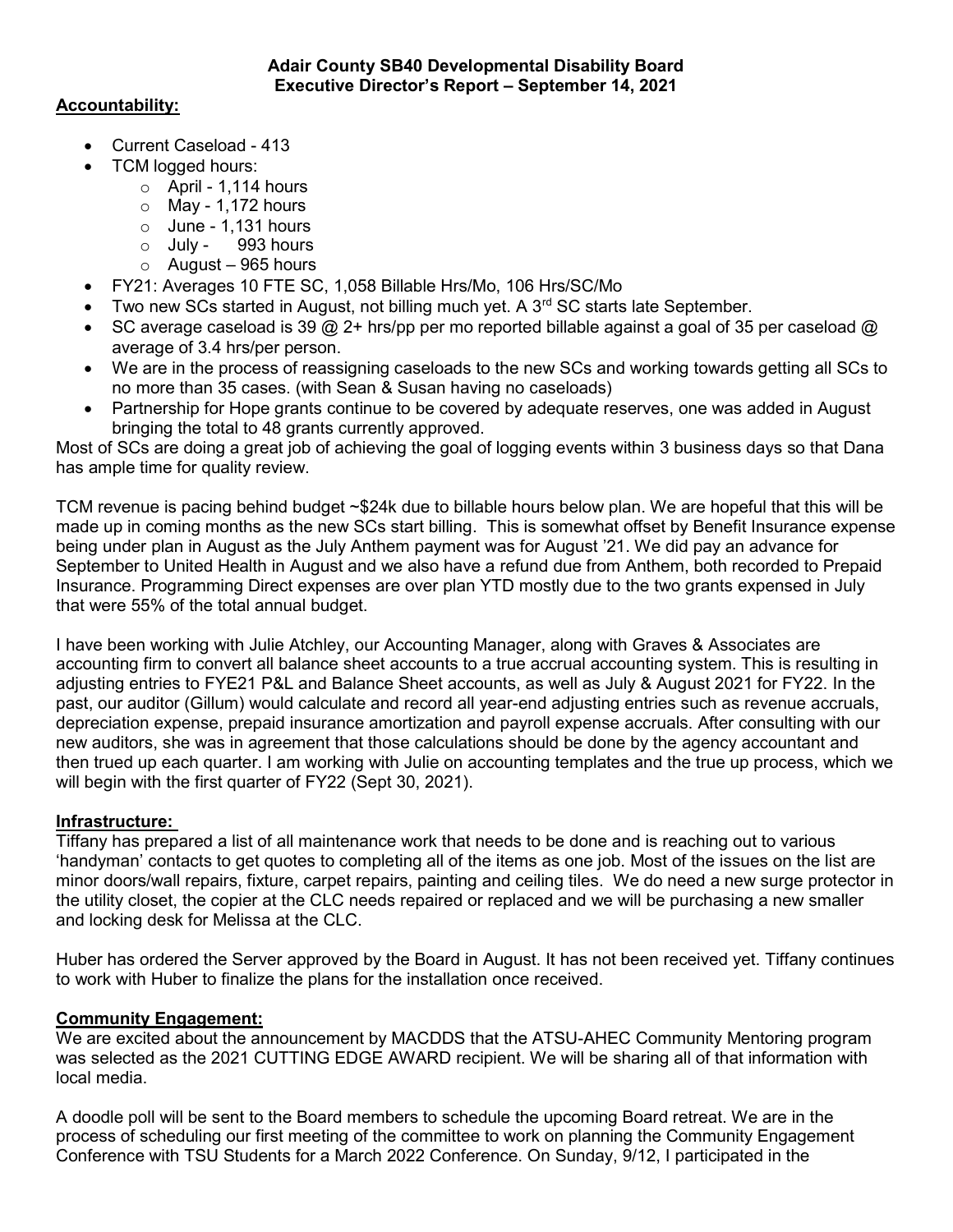**Adair County SB40 Developmental Disability Board**
**Executive Director's Report – September 14, 2021**

**Accountability:**

- Current Caseload - 413
- TCM logged hours:
  - April - 1,114 hours
  - May - 1,172 hours
  - June - 1,131 hours
  - July - 993 hours
  - August – 965 hours
- FY21: Averages 10 FTE SC, 1,058 Billable Hrs/Mo, 106 Hrs/SC/Mo
- Two new SCs started in August, not billing much yet. A 3rd SC starts late September.
- SC average caseload is 39 @ 2+ hrs/pp per mo reported billable against a goal of 35 per caseload @ average of 3.4 hrs/per person.
- We are in the process of reassigning caseloads to the new SCs and working towards getting all SCs to no more than 35 cases. (with Sean & Susan having no caseloads)
- Partnership for Hope grants continue to be covered by adequate reserves, one was added in August bringing the total to 48 grants currently approved.

Most of SCs are doing a great job of achieving the goal of logging events within 3 business days so that Dana has ample time for quality review.

TCM revenue is pacing behind budget ~$24k due to billable hours below plan. We are hopeful that this will be made up in coming months as the new SCs start billing. This is somewhat offset by Benefit Insurance expense being under plan in August as the July Anthem payment was for August '21. We did pay an advance for September to United Health in August and we also have a refund due from Anthem, both recorded to Prepaid Insurance. Programming Direct expenses are over plan YTD mostly due to the two grants expensed in July that were 55% of the total annual budget.

I have been working with Julie Atchley, our Accounting Manager, along with Graves & Associates are accounting firm to convert all balance sheet accounts to a true accrual accounting system. This is resulting in adjusting entries to FYE21 P&L and Balance Sheet accounts, as well as July & August 2021 for FY22. In the past, our auditor (Gillum) would calculate and record all year-end adjusting entries such as revenue accruals, depreciation expense, prepaid insurance amortization and payroll expense accruals. After consulting with our new auditors, she was in agreement that those calculations should be done by the agency accountant and then trued up each quarter. I am working with Julie on accounting templates and the true up process, which we will begin with the first quarter of FY22 (Sept 30, 2021).

**Infrastructure:**

Tiffany has prepared a list of all maintenance work that needs to be done and is reaching out to various 'handyman' contacts to get quotes to completing all of the items as one job. Most of the issues on the list are minor doors/wall repairs, fixture, carpet repairs, painting and ceiling tiles. We do need a new surge protector in the utility closet, the copier at the CLC needs repaired or replaced and we will be purchasing a new smaller and locking desk for Melissa at the CLC.

Huber has ordered the Server approved by the Board in August. It has not been received yet. Tiffany continues to work with Huber to finalize the plans for the installation once received.

**Community Engagement:**

We are excited about the announcement by MACDDS that the ATSU-AHEC Community Mentoring program was selected as the 2021 CUTTING EDGE AWARD recipient. We will be sharing all of that information with local media.

A doodle poll will be sent to the Board members to schedule the upcoming Board retreat. We are in the process of scheduling our first meeting of the committee to work on planning the Community Engagement Conference with TSU Students for a March 2022 Conference. On Sunday, 9/12, I participated in the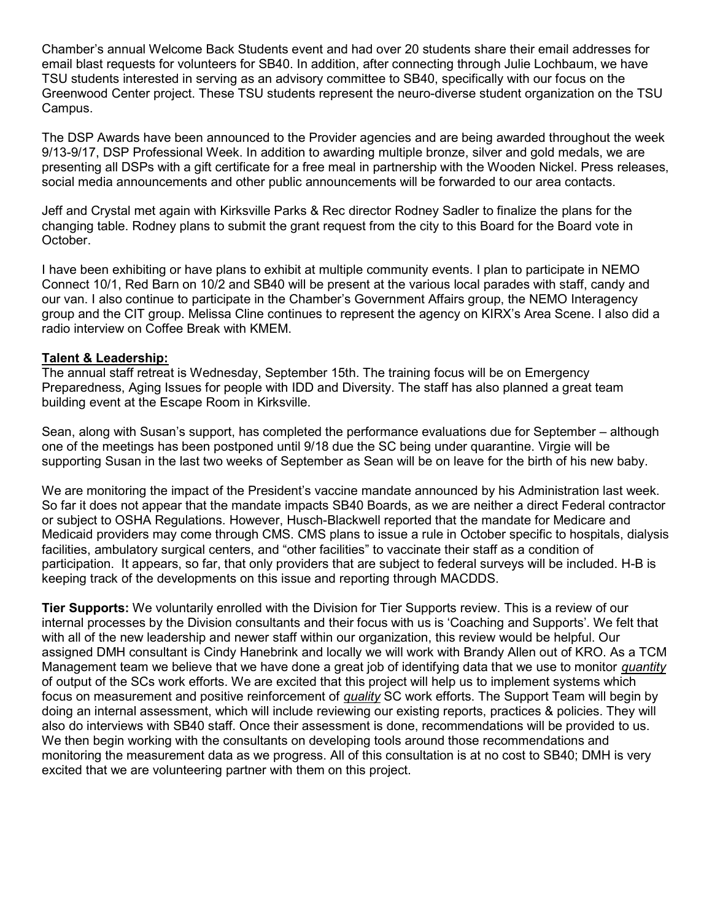Chamber's annual Welcome Back Students event and had over 20 students share their email addresses for email blast requests for volunteers for SB40. In addition, after connecting through Julie Lochbaum, we have TSU students interested in serving as an advisory committee to SB40, specifically with our focus on the Greenwood Center project. These TSU students represent the neuro-diverse student organization on the TSU Campus.

The DSP Awards have been announced to the Provider agencies and are being awarded throughout the week 9/13-9/17, DSP Professional Week. In addition to awarding multiple bronze, silver and gold medals, we are presenting all DSPs with a gift certificate for a free meal in partnership with the Wooden Nickel. Press releases, social media announcements and other public announcements will be forwarded to our area contacts.

Jeff and Crystal met again with Kirksville Parks & Rec director Rodney Sadler to finalize the plans for the changing table. Rodney plans to submit the grant request from the city to this Board for the Board vote in October.

I have been exhibiting or have plans to exhibit at multiple community events. I plan to participate in NEMO Connect 10/1, Red Barn on 10/2 and SB40 will be present at the various local parades with staff, candy and our van. I also continue to participate in the Chamber's Government Affairs group, the NEMO Interagency group and the CIT group. Melissa Cline continues to represent the agency on KIRX's Area Scene. I also did a radio interview on Coffee Break with KMEM.

**Talent & Leadership:**

The annual staff retreat is Wednesday, September 15th. The training focus will be on Emergency Preparedness, Aging Issues for people with IDD and Diversity. The staff has also planned a great team building event at the Escape Room in Kirksville.

Sean, along with Susan's support, has completed the performance evaluations due for September – although one of the meetings has been postponed until 9/18 due the SC being under quarantine. Virgie will be supporting Susan in the last two weeks of September as Sean will be on leave for the birth of his new baby.

We are monitoring the impact of the President's vaccine mandate announced by his Administration last week. So far it does not appear that the mandate impacts SB40 Boards, as we are neither a direct Federal contractor or subject to OSHA Regulations. However, Husch-Blackwell reported that the mandate for Medicare and Medicaid providers may come through CMS. CMS plans to issue a rule in October specific to hospitals, dialysis facilities, ambulatory surgical centers, and "other facilities" to vaccinate their staff as a condition of participation. It appears, so far, that only providers that are subject to federal surveys will be included. H-B is keeping track of the developments on this issue and reporting through MACDDS.

**Tier Supports:** We voluntarily enrolled with the Division for Tier Supports review. This is a review of our internal processes by the Division consultants and their focus with us is 'Coaching and Supports'. We felt that with all of the new leadership and newer staff within our organization, this review would be helpful. Our assigned DMH consultant is Cindy Hanebrink and locally we will work with Brandy Allen out of KRO. As a TCM Management team we believe that we have done a great job of identifying data that we use to monitor ***quantity*** of output of the SCs work efforts. We are excited that this project will help us to implement systems which focus on measurement and positive reinforcement of ***quality*** SC work efforts. The Support Team will begin by doing an internal assessment, which will include reviewing our existing reports, practices & policies. They will also do interviews with SB40 staff. Once their assessment is done, recommendations will be provided to us. We then begin working with the consultants on developing tools around those recommendations and monitoring the measurement data as we progress. All of this consultation is at no cost to SB40; DMH is very excited that we are volunteering partner with them on this project.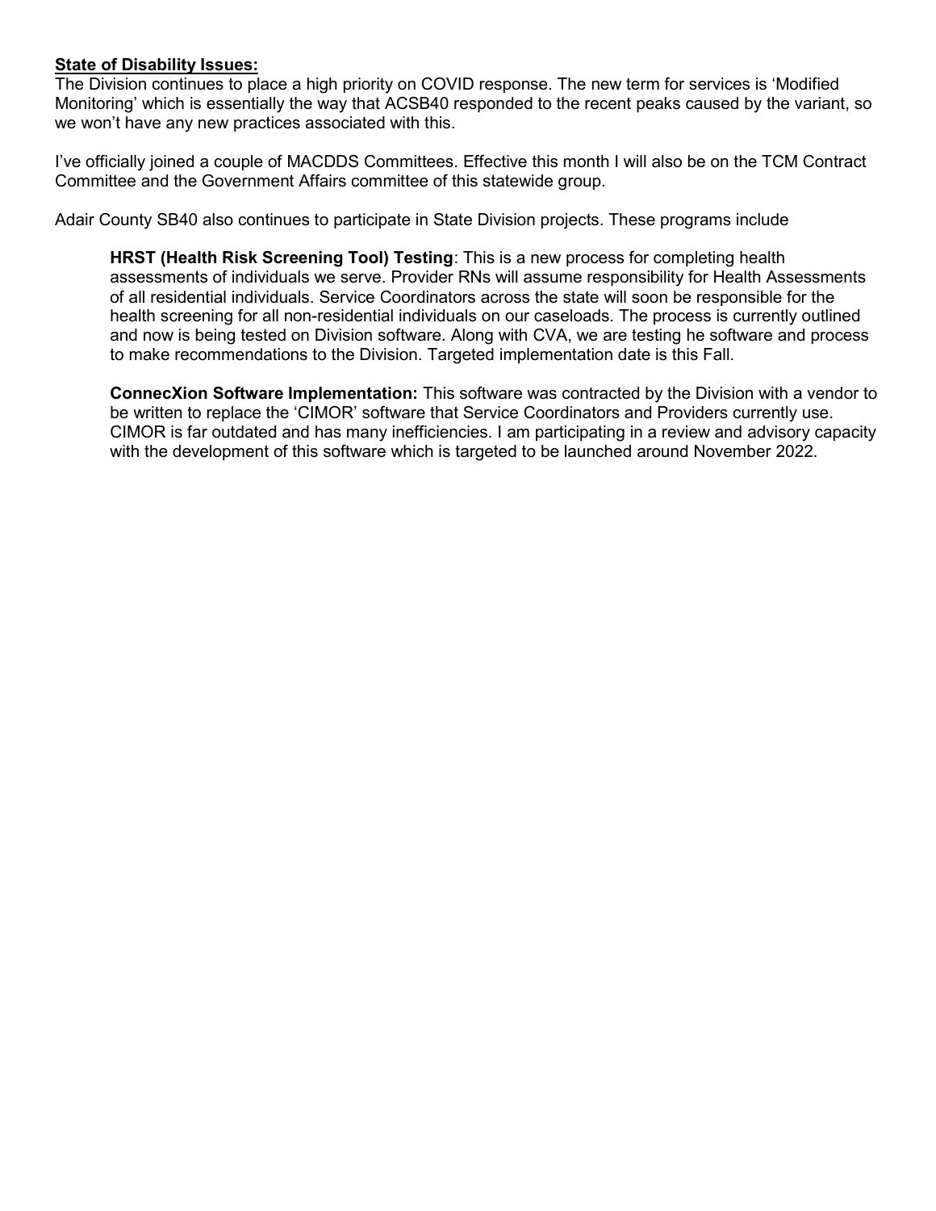**State of Disability Issues:**

The Division continues to place a high priority on COVID response. The new term for services is 'Modified Monitoring' which is essentially the way that ACSB40 responded to the recent peaks caused by the variant, so we won't have any new practices associated with this.

I've officially joined a couple of MACDDS Committees. Effective this month I will also be on the TCM Contract Committee and the Government Affairs committee of this statewide group.

Adair County SB40 also continues to participate in State Division projects. These programs include

> **HRST (Health Risk Screening Tool) Testing**: This is a new process for completing health assessments of individuals we serve. Provider RNs will assume responsibility for Health Assessments of all residential individuals. Service Coordinators across the state will soon be responsible for the health screening for all non-residential individuals on our caseloads. The process is currently outlined and now is being tested on Division software. Along with CVA, we are testing he software and process to make recommendations to the Division. Targeted implementation date is this Fall.
>
> **ConnecXion Software Implementation:** This software was contracted by the Division with a vendor to be written to replace the 'CIMOR' software that Service Coordinators and Providers currently use. CIMOR is far outdated and has many inefficiencies. I am participating in a review and advisory capacity with the development of this software which is targeted to be launched around November 2022.